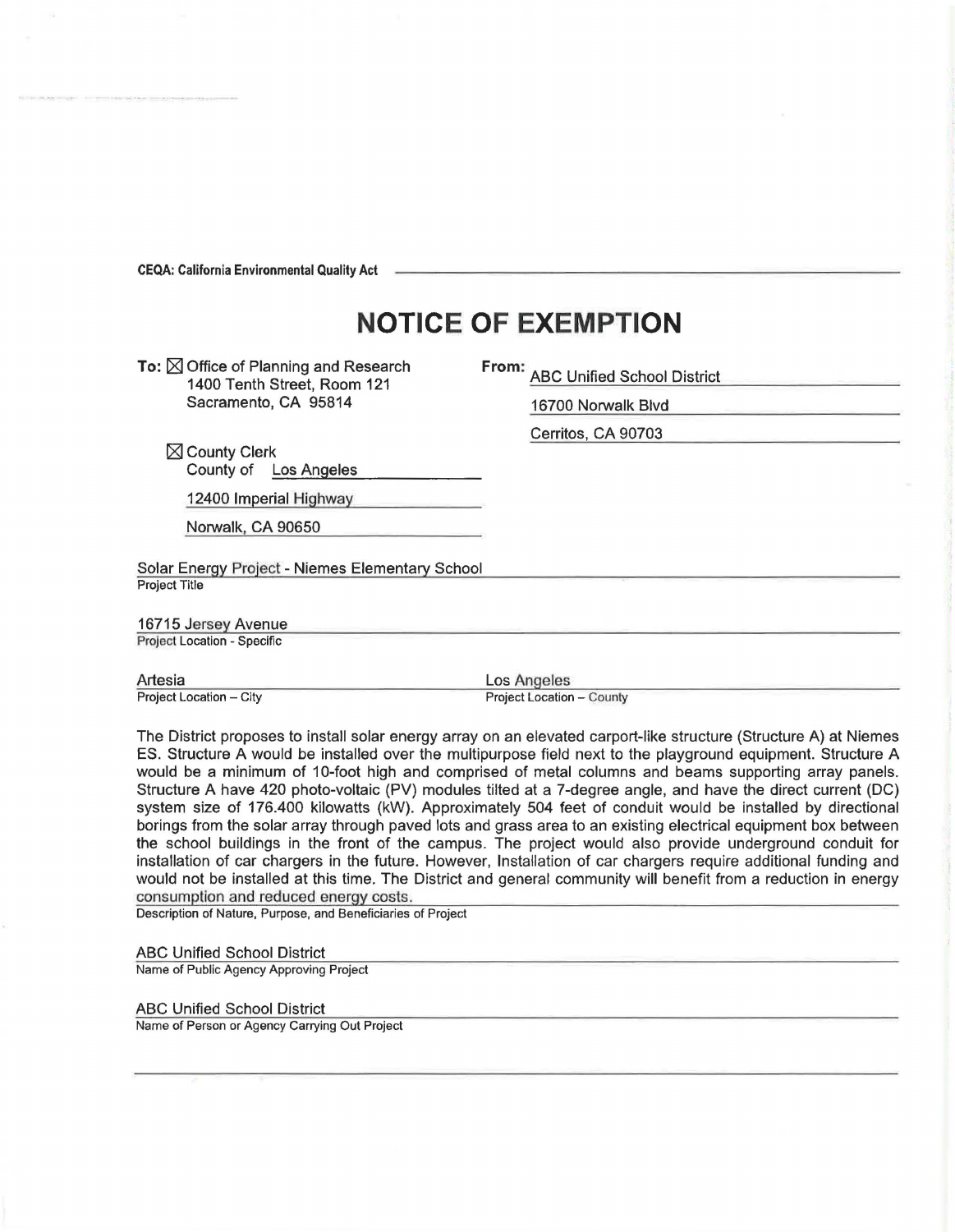CEQA: California Environmental Quality Act

# NOTICE OF EXEMPTION

**To:** ☒ Office of Planning and Research
1400 Tenth Street, Room 121
Sacramento, CA 95814

☒ County Clerk
County of Los Angeles
12400 Imperial Highway
Norwalk, CA 90650

**From:** ABC Unified School District
16700 Norwalk Blvd
Cerritos, CA 90703

Solar Energy Project - Niemes Elementary School
Project Title

16715 Jersey Avenue
Project Location - Specific

Artesia
Project Location – City

Los Angeles
Project Location – County

The District proposes to install solar energy array on an elevated carport-like structure (Structure A) at Niemes ES. Structure A would be installed over the multipurpose field next to the playground equipment. Structure A would be a minimum of 10-foot high and comprised of metal columns and beams supporting array panels. Structure A have 420 photo-voltaic (PV) modules tilted at a 7-degree angle, and have the direct current (DC) system size of 176.400 kilowatts (kW). Approximately 504 feet of conduit would be installed by directional borings from the solar array through paved lots and grass area to an existing electrical equipment box between the school buildings in the front of the campus. The project would also provide underground conduit for installation of car chargers in the future. However, Installation of car chargers require additional funding and would not be installed at this time. The District and general community will benefit from a reduction in energy consumption and reduced energy costs.
Description of Nature, Purpose, and Beneficiaries of Project

ABC Unified School District
Name of Public Agency Approving Project

ABC Unified School District
Name of Person or Agency Carrying Out Project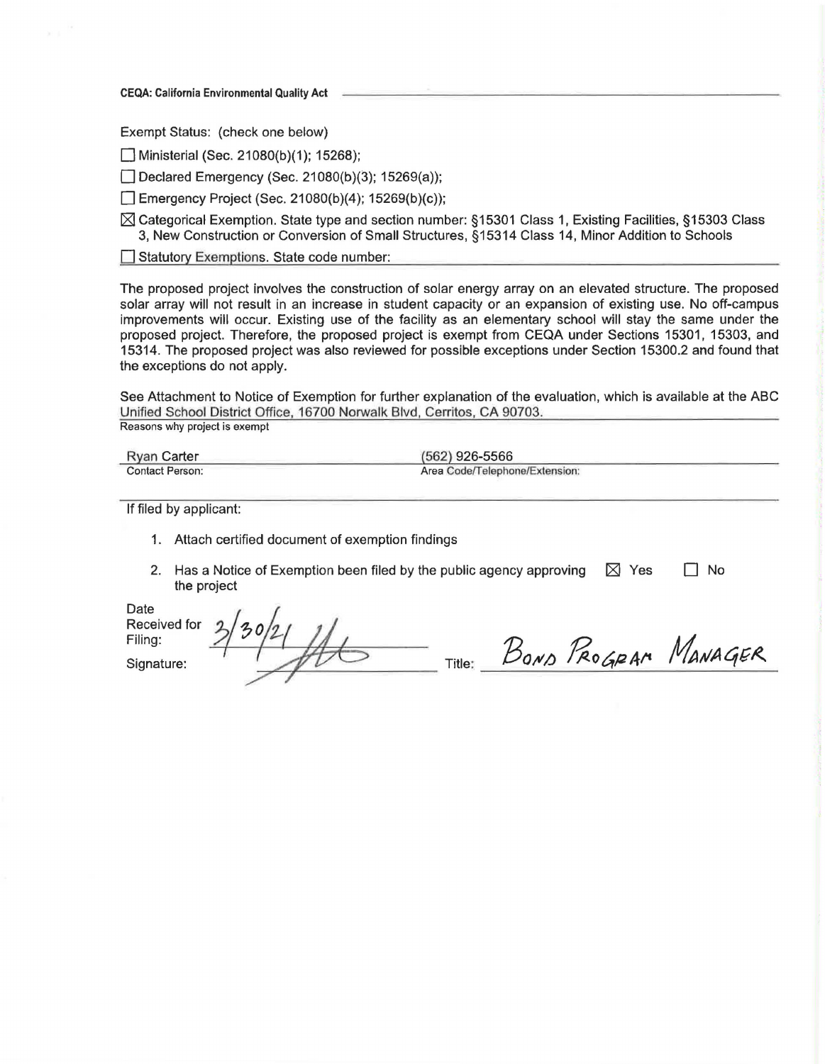**CEQA: California Environmental Quality Act**

Exempt Status: (check one below)

☐ Ministerial (Sec. 21080(b)(1); 15268);

☐ Declared Emergency (Sec. 21080(b)(3); 15269(a));

☐ Emergency Project (Sec. 21080(b)(4); 15269(b)(c));

☒ Categorical Exemption. State type and section number: §15301 Class 1, Existing Facilities, §15303 Class 3, New Construction or Conversion of Small Structures, §15314 Class 14, Minor Addition to Schools

☐ Statutory Exemptions. State code number:

The proposed project involves the construction of solar energy array on an elevated structure. The proposed solar array will not result in an increase in student capacity or an expansion of existing use. No off-campus improvements will occur. Existing use of the facility as an elementary school will stay the same under the proposed project. Therefore, the proposed project is exempt from CEQA under Sections 15301, 15303, and 15314. The proposed project was also reviewed for possible exceptions under Section 15300.2 and found that the exceptions do not apply.

See Attachment to Notice of Exemption for further explanation of the evaluation, which is available at the ABC Unified School District Office, 16700 Norwalk Blvd, Cerritos, CA 90703.

Reasons why project is exempt

Ryan Carter
Contact Person:

(562) 926-5566
Area Code/Telephone/Extension:

If filed by applicant:

1. Attach certified document of exemption findings
2. Has a Notice of Exemption been filed by the public agency approving the project ☒ Yes ☐ No

Date Received for Filing: 3/30/21

Signature: [signature] Title: BOND PROGRAM MANAGER